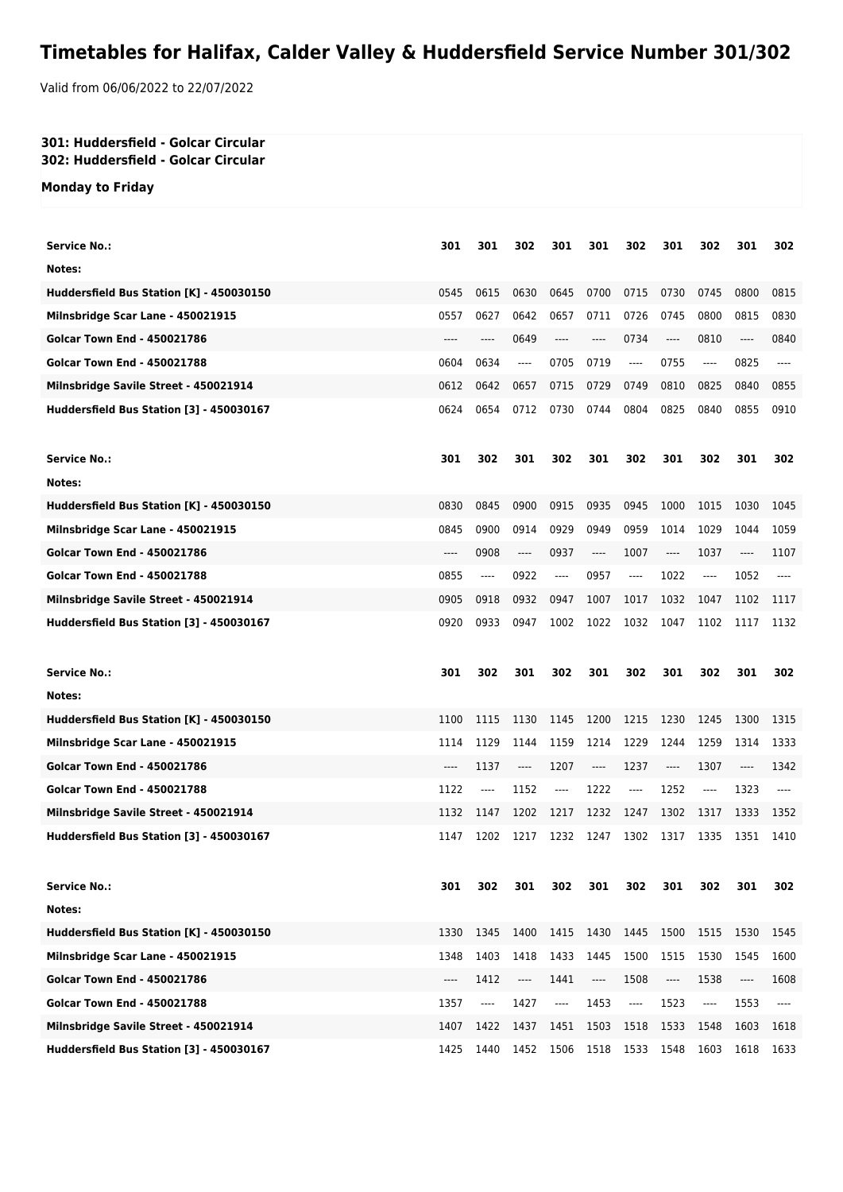# Timetables for Halifax, Calder Valley & Huddersfield Service Number 301/302

Valid from 06/06/2022 to 22/07/2022

**301: Huddersfield - Golcar Circular**
**302: Huddersfield - Golcar Circular**

**Monday to Friday**

| **Service No.:** | **301** | **301** | **302** | **301** | **301** | **302** | **301** | **302** | **301** | **302** |
|---|---|---|---|---|---|---|---|---|---|---|
| **Notes:** | | | | | | | | | | |
| **Huddersfield Bus Station [K] - 450030150** | 0545 | 0615 | 0630 | 0645 | 0700 | 0715 | 0730 | 0745 | 0800 | 0815 |
| **Milnsbridge Scar Lane - 450021915** | 0557 | 0627 | 0642 | 0657 | 0711 | 0726 | 0745 | 0800 | 0815 | 0830 |
| **Golcar Town End - 450021786** | ---- | ---- | 0649 | ---- | ---- | 0734 | ---- | 0810 | ---- | 0840 |
| **Golcar Town End - 450021788** | 0604 | 0634 | ---- | 0705 | 0719 | ---- | 0755 | ---- | 0825 | ---- |
| **Milnsbridge Savile Street - 450021914** | 0612 | 0642 | 0657 | 0715 | 0729 | 0749 | 0810 | 0825 | 0840 | 0855 |
| **Huddersfield Bus Station [3] - 450030167** | 0624 | 0654 | 0712 | 0730 | 0744 | 0804 | 0825 | 0840 | 0855 | 0910 |

| **Service No.:** | **301** | **302** | **301** | **302** | **301** | **302** | **301** | **302** | **301** | **302** |
|---|---|---|---|---|---|---|---|---|---|---|
| **Notes:** | | | | | | | | | | |
| **Huddersfield Bus Station [K] - 450030150** | 0830 | 0845 | 0900 | 0915 | 0935 | 0945 | 1000 | 1015 | 1030 | 1045 |
| **Milnsbridge Scar Lane - 450021915** | 0845 | 0900 | 0914 | 0929 | 0949 | 0959 | 1014 | 1029 | 1044 | 1059 |
| **Golcar Town End - 450021786** | ---- | 0908 | ---- | 0937 | ---- | 1007 | ---- | 1037 | ---- | 1107 |
| **Golcar Town End - 450021788** | 0855 | ---- | 0922 | ---- | 0957 | ---- | 1022 | ---- | 1052 | ---- |
| **Milnsbridge Savile Street - 450021914** | 0905 | 0918 | 0932 | 0947 | 1007 | 1017 | 1032 | 1047 | 1102 | 1117 |
| **Huddersfield Bus Station [3] - 450030167** | 0920 | 0933 | 0947 | 1002 | 1022 | 1032 | 1047 | 1102 | 1117 | 1132 |

| **Service No.:** | **301** | **302** | **301** | **302** | **301** | **302** | **301** | **302** | **301** | **302** |
|---|---|---|---|---|---|---|---|---|---|---|
| **Notes:** | | | | | | | | | | |
| **Huddersfield Bus Station [K] - 450030150** | 1100 | 1115 | 1130 | 1145 | 1200 | 1215 | 1230 | 1245 | 1300 | 1315 |
| **Milnsbridge Scar Lane - 450021915** | 1114 | 1129 | 1144 | 1159 | 1214 | 1229 | 1244 | 1259 | 1314 | 1333 |
| **Golcar Town End - 450021786** | ---- | 1137 | ---- | 1207 | ---- | 1237 | ---- | 1307 | ---- | 1342 |
| **Golcar Town End - 450021788** | 1122 | ---- | 1152 | ---- | 1222 | ---- | 1252 | ---- | 1323 | ---- |
| **Milnsbridge Savile Street - 450021914** | 1132 | 1147 | 1202 | 1217 | 1232 | 1247 | 1302 | 1317 | 1333 | 1352 |
| **Huddersfield Bus Station [3] - 450030167** | 1147 | 1202 | 1217 | 1232 | 1247 | 1302 | 1317 | 1335 | 1351 | 1410 |

| **Service No.:** | **301** | **302** | **301** | **302** | **301** | **302** | **301** | **302** | **301** | **302** |
|---|---|---|---|---|---|---|---|---|---|---|
| **Notes:** | | | | | | | | | | |
| **Huddersfield Bus Station [K] - 450030150** | 1330 | 1345 | 1400 | 1415 | 1430 | 1445 | 1500 | 1515 | 1530 | 1545 |
| **Milnsbridge Scar Lane - 450021915** | 1348 | 1403 | 1418 | 1433 | 1445 | 1500 | 1515 | 1530 | 1545 | 1600 |
| **Golcar Town End - 450021786** | ---- | 1412 | ---- | 1441 | ---- | 1508 | ---- | 1538 | ---- | 1608 |
| **Golcar Town End - 450021788** | 1357 | ---- | 1427 | ---- | 1453 | ---- | 1523 | ---- | 1553 | ---- |
| **Milnsbridge Savile Street - 450021914** | 1407 | 1422 | 1437 | 1451 | 1503 | 1518 | 1533 | 1548 | 1603 | 1618 |
| **Huddersfield Bus Station [3] - 450030167** | 1425 | 1440 | 1452 | 1506 | 1518 | 1533 | 1548 | 1603 | 1618 | 1633 |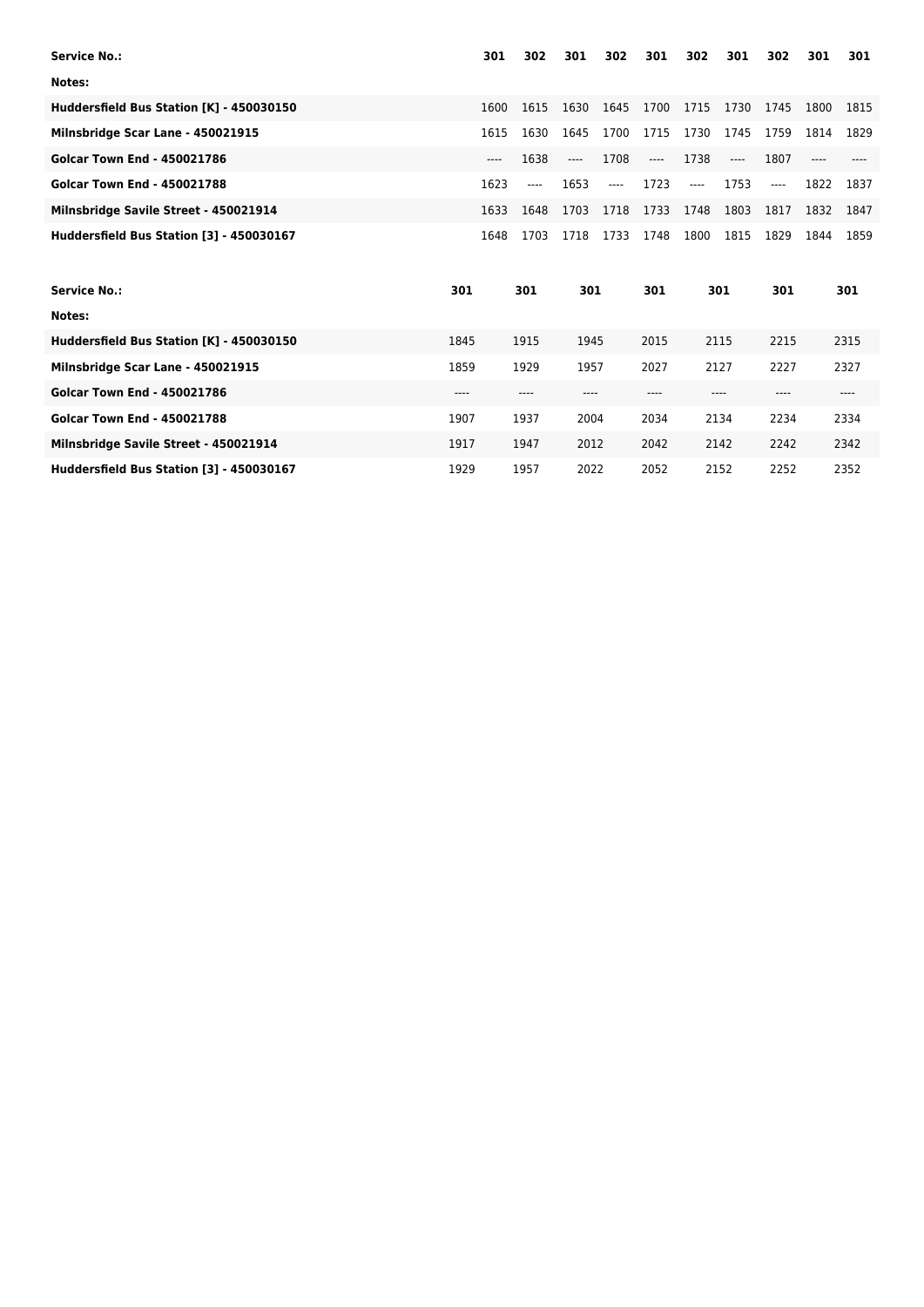| Service No.: | 301 | 302 | 301 | 302 | 301 | 302 | 301 | 302 | 301 | 301 |
|---|---|---|---|---|---|---|---|---|---|---|
| Notes: | | | | | | | | | | |
| Huddersfield Bus Station [K] - 450030150 | 1600 | 1615 | 1630 | 1645 | 1700 | 1715 | 1730 | 1745 | 1800 | 1815 |
| Milnsbridge Scar Lane - 450021915 | 1615 | 1630 | 1645 | 1700 | 1715 | 1730 | 1745 | 1759 | 1814 | 1829 |
| Golcar Town End - 450021786 | ---- | 1638 | ---- | 1708 | ---- | 1738 | ---- | 1807 | ---- | ---- |
| Golcar Town End - 450021788 | 1623 | ---- | 1653 | ---- | 1723 | ---- | 1753 | ---- | 1822 | 1837 |
| Milnsbridge Savile Street - 450021914 | 1633 | 1648 | 1703 | 1718 | 1733 | 1748 | 1803 | 1817 | 1832 | 1847 |
| Huddersfield Bus Station [3] - 450030167 | 1648 | 1703 | 1718 | 1733 | 1748 | 1800 | 1815 | 1829 | 1844 | 1859 |

| Service No.: | 301 | 301 | 301 | 301 | 301 | 301 | 301 |
|---|---|---|---|---|---|---|---|
| Notes: | | | | | | | |
| Huddersfield Bus Station [K] - 450030150 | 1845 | 1915 | 1945 | 2015 | 2115 | 2215 | 2315 |
| Milnsbridge Scar Lane - 450021915 | 1859 | 1929 | 1957 | 2027 | 2127 | 2227 | 2327 |
| Golcar Town End - 450021786 | ---- | ---- | ---- | ---- | ---- | ---- | ---- |
| Golcar Town End - 450021788 | 1907 | 1937 | 2004 | 2034 | 2134 | 2234 | 2334 |
| Milnsbridge Savile Street - 450021914 | 1917 | 1947 | 2012 | 2042 | 2142 | 2242 | 2342 |
| Huddersfield Bus Station [3] - 450030167 | 1929 | 1957 | 2022 | 2052 | 2152 | 2252 | 2352 |